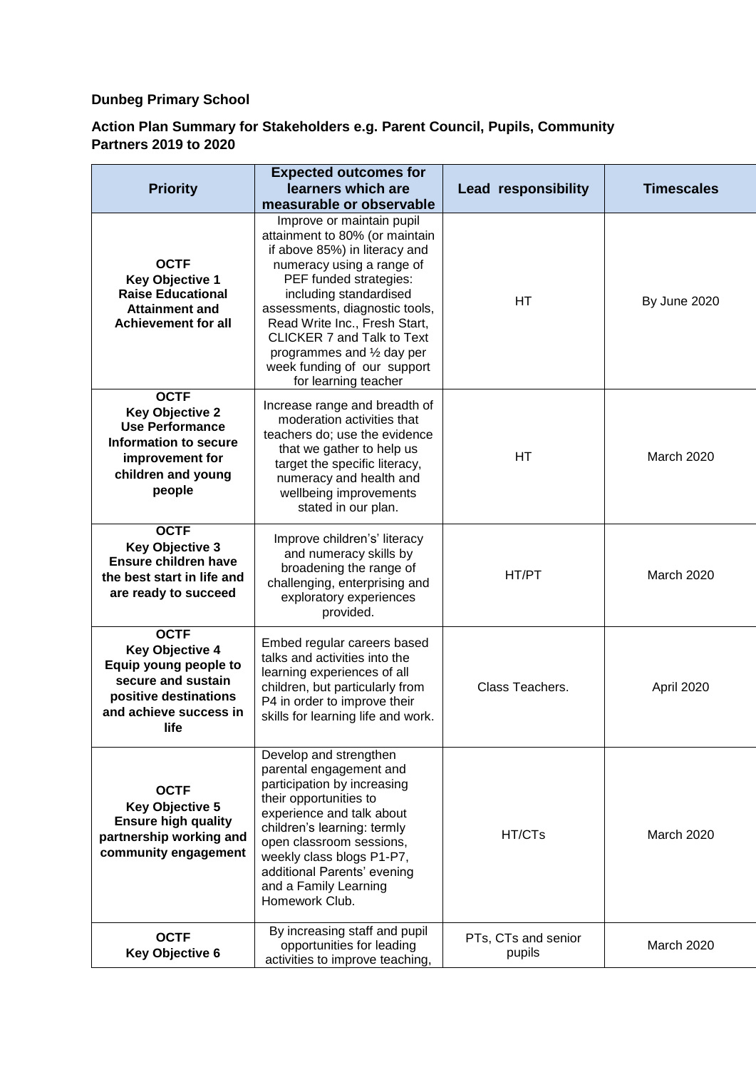**Dunbeg Primary School**

**Action Plan Summary for Stakeholders e.g. Parent Council, Pupils, Community Partners 2019 to 2020**

| Priority | Expected outcomes for learners which are measurable or observable | Lead responsibility | Timescales |
|---|---|---|---|
| **OCTF Key Objective 1 Raise Educational Attainment and Achievement for all** | Improve or maintain pupil attainment to 80% (or maintain if above 85%) in literacy and numeracy using a range of PEF funded strategies: including standardised assessments, diagnostic tools, Read Write Inc., Fresh Start, CLICKER 7 and Talk to Text programmes and ½ day per week funding of our support for learning teacher | HT | By June 2020 |
| **OCTF Key Objective 2 Use Performance Information to secure improvement for children and young people** | Increase range and breadth of moderation activities that teachers do; use the evidence that we gather to help us target the specific literacy, numeracy and health and wellbeing improvements stated in our plan. | HT | March 2020 |
| **OCTF Key Objective 3 Ensure children have the best start in life and are ready to succeed** | Improve childrens' literacy and numeracy skills by broadening the range of challenging, enterprising and exploratory experiences provided. | HT/PT | March 2020 |
| **OCTF Key Objective 4 Equip young people to secure and sustain positive destinations and achieve success in life** | Embed regular careers based talks and activities into the learning experiences of all children, but particularly from P4 in order to improve their skills for learning life and work. | Class Teachers. | April 2020 |
| **OCTF Key Objective 5 Ensure high quality partnership working and community engagement** | Develop and strengthen parental engagement and participation by increasing their opportunities to experience and talk about children's learning: termly open classroom sessions, weekly class blogs P1-P7, additional Parents' evening and a Family Learning Homework Club. | HT/CTs | March 2020 |
| **OCTF Key Objective 6** | By increasing staff and pupil opportunities for leading activities to improve teaching, | PTs, CTs and senior pupils | March 2020 |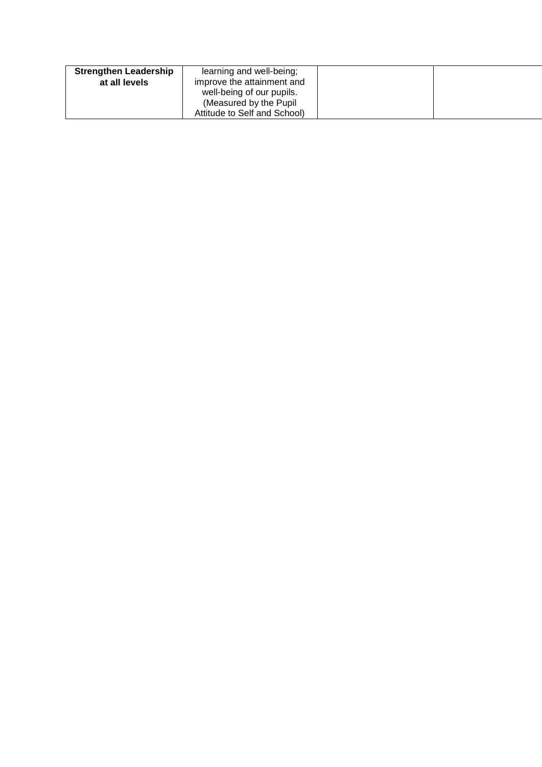| | | | |
|---|---|---|---|
| **Strengthen Leadership at all levels** | learning and well-being; improve the attainment and well-being of our pupils. (Measured by the Pupil Attitude to Self and School) | | |